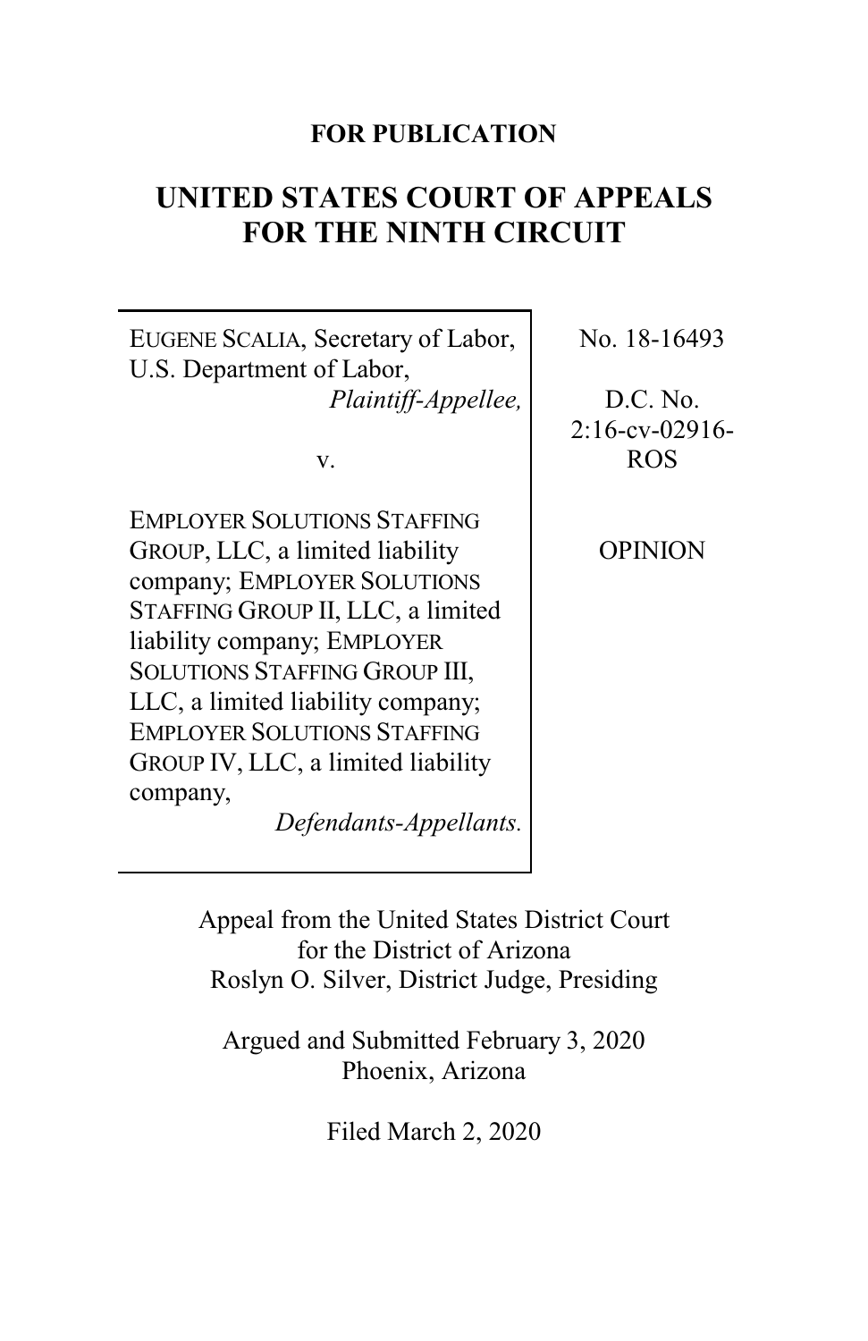**FOR PUBLICATION**

# UNITED STATES COURT OF APPEALS FOR THE NINTH CIRCUIT

| | |
|---|---|
| EUGENE SCALIA, Secretary of Labor, U.S. Department of Labor, *Plaintiff-Appellee,*<br><br>v.<br><br>EMPLOYER SOLUTIONS STAFFING GROUP, LLC, a limited liability company; EMPLOYER SOLUTIONS STAFFING GROUP II, LLC, a limited liability company; EMPLOYER SOLUTIONS STAFFING GROUP III, LLC, a limited liability company; EMPLOYER SOLUTIONS STAFFING GROUP IV, LLC, a limited liability company, *Defendants-Appellants.* | No. 18-16493<br><br>D.C. No. 2:16-cv-02916-ROS<br><br>OPINION |

Appeal from the United States District Court for the District of Arizona
Roslyn O. Silver, District Judge, Presiding

Argued and Submitted February 3, 2020
Phoenix, Arizona

Filed March 2, 2020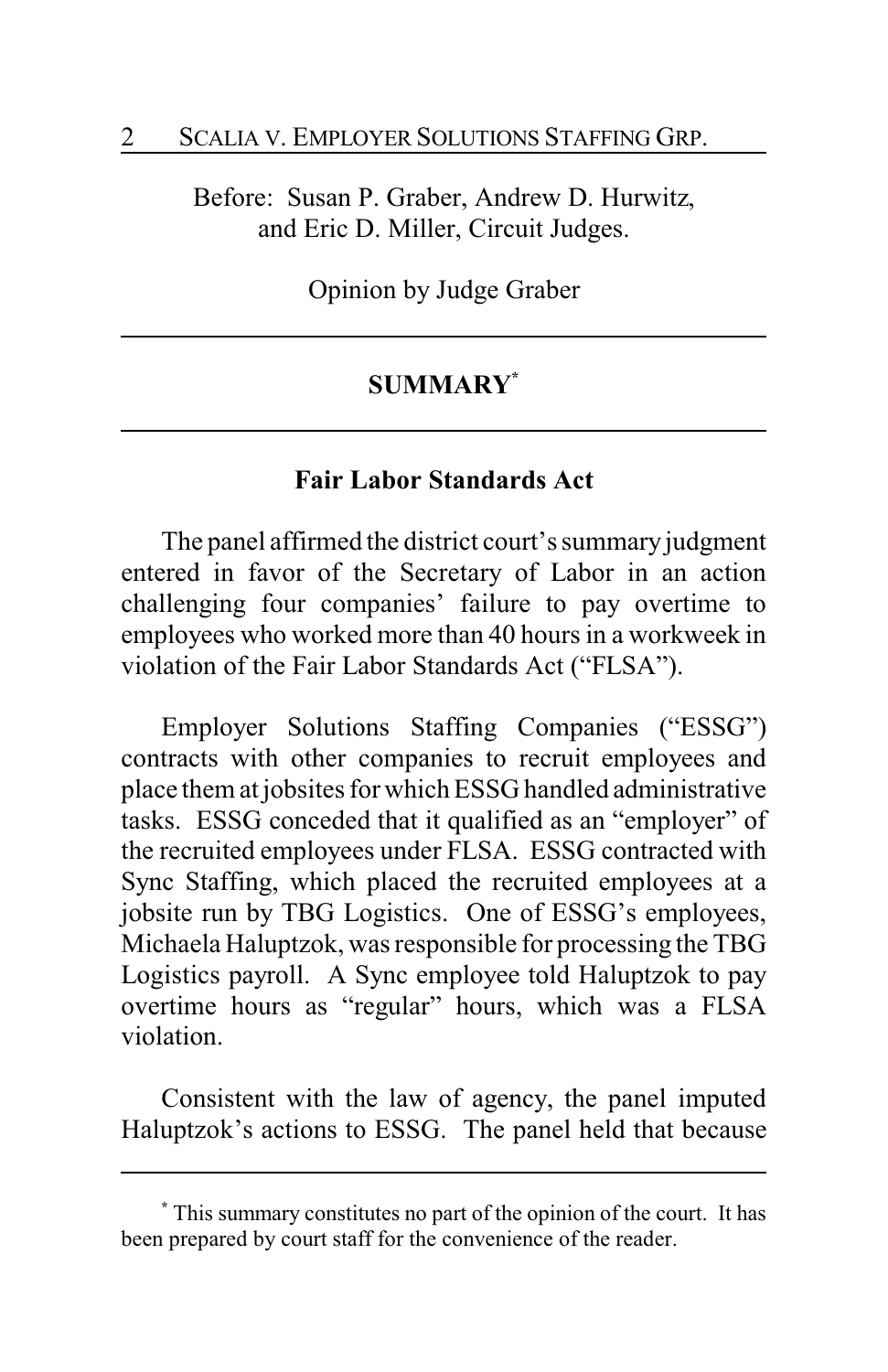Before: Susan P. Graber, Andrew D. Hurwitz, and Eric D. Miller, Circuit Judges.

Opinion by Judge Graber

## SUMMARY[*]

### Fair Labor Standards Act

The panel affirmed the district court's summary judgment entered in favor of the Secretary of Labor in an action challenging four companies' failure to pay overtime to employees who worked more than 40 hours in a workweek in violation of the Fair Labor Standards Act ("FLSA").

Employer Solutions Staffing Companies ("ESSG") contracts with other companies to recruit employees and place them at jobsites for which ESSG handled administrative tasks. ESSG conceded that it qualified as an "employer" of the recruited employees under FLSA. ESSG contracted with Sync Staffing, which placed the recruited employees at a jobsite run by TBG Logistics. One of ESSG's employees, Michaela Haluptzok, was responsible for processing the TBG Logistics payroll. A Sync employee told Haluptzok to pay overtime hours as "regular" hours, which was a FLSA violation.

Consistent with the law of agency, the panel imputed Haluptzok's actions to ESSG. The panel held that because

[*] This summary constitutes no part of the opinion of the court. It has been prepared by court staff for the convenience of the reader.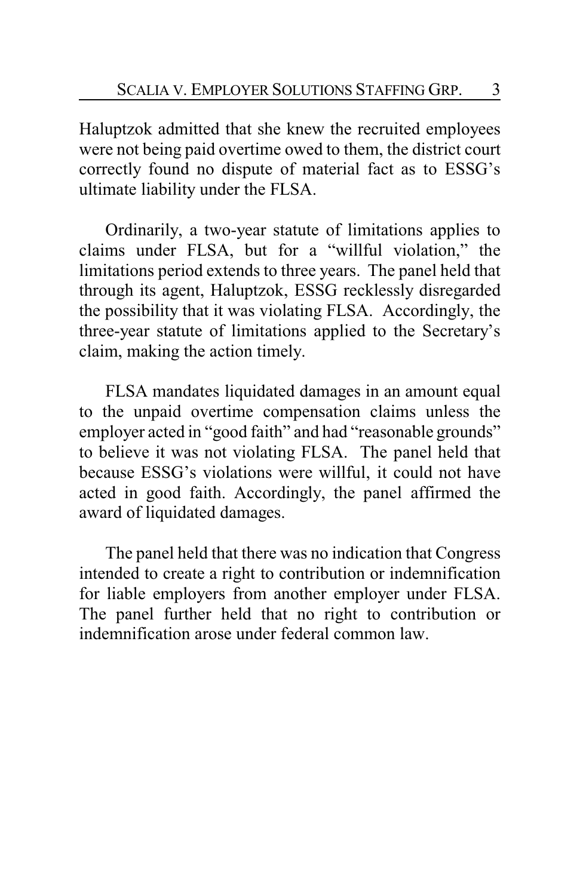Haluptzok admitted that she knew the recruited employees were not being paid overtime owed to them, the district court correctly found no dispute of material fact as to ESSG's ultimate liability under the FLSA.

Ordinarily, a two-year statute of limitations applies to claims under FLSA, but for a "willful violation," the limitations period extends to three years. The panel held that through its agent, Haluptzok, ESSG recklessly disregarded the possibility that it was violating FLSA. Accordingly, the three-year statute of limitations applied to the Secretary's claim, making the action timely.

FLSA mandates liquidated damages in an amount equal to the unpaid overtime compensation claims unless the employer acted in "good faith" and had "reasonable grounds" to believe it was not violating FLSA. The panel held that because ESSG's violations were willful, it could not have acted in good faith. Accordingly, the panel affirmed the award of liquidated damages.

The panel held that there was no indication that Congress intended to create a right to contribution or indemnification for liable employers from another employer under FLSA. The panel further held that no right to contribution or indemnification arose under federal common law.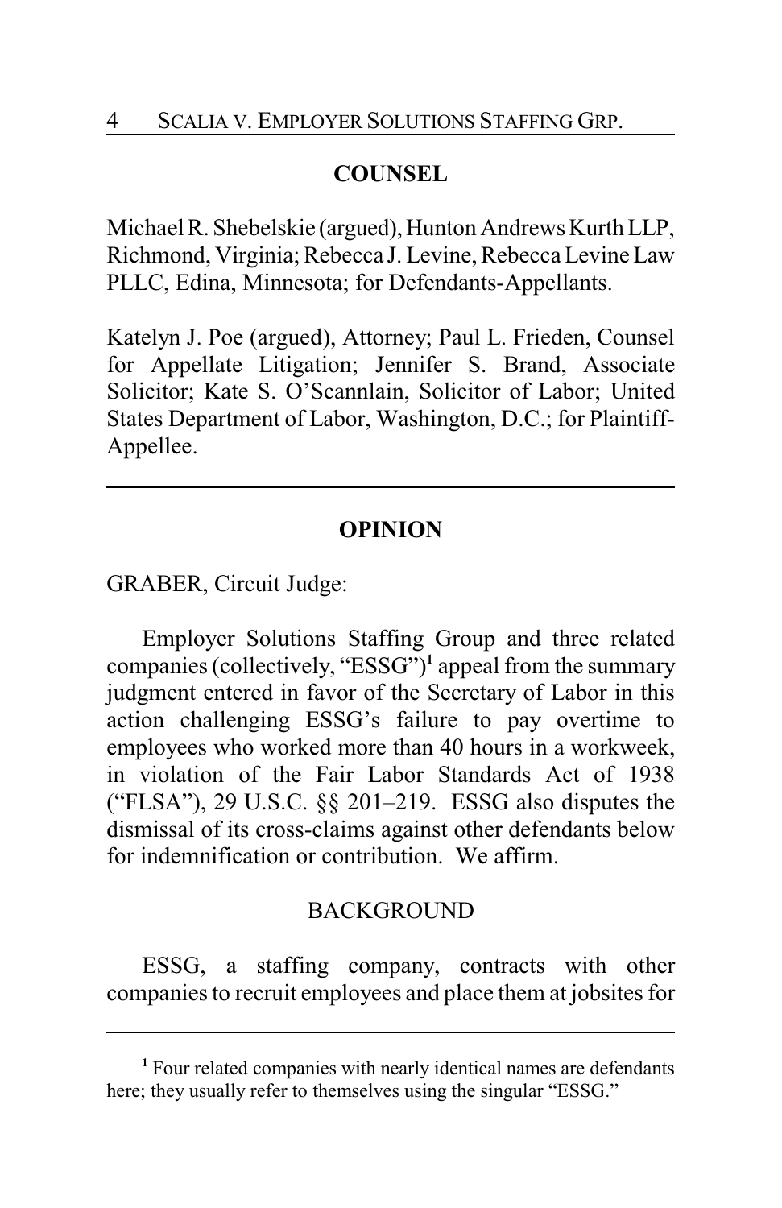## COUNSEL

Michael R. Shebelskie (argued), Hunton Andrews Kurth LLP, Richmond, Virginia; Rebecca J. Levine, Rebecca Levine Law PLLC, Edina, Minnesota; for Defendants-Appellants.

Katelyn J. Poe (argued), Attorney; Paul L. Frieden, Counsel for Appellate Litigation; Jennifer S. Brand, Associate Solicitor; Kate S. O'Scannlain, Solicitor of Labor; United States Department of Labor, Washington, D.C.; for Plaintiff-Appellee.

---

## OPINION

GRABER, Circuit Judge:

Employer Solutions Staffing Group and three related companies (collectively, "ESSG")[1] appeal from the summary judgment entered in favor of the Secretary of Labor in this action challenging ESSG's failure to pay overtime to employees who worked more than 40 hours in a workweek, in violation of the Fair Labor Standards Act of 1938 ("FLSA"), 29 U.S.C. §§ 201–219. ESSG also disputes the dismissal of its cross-claims against other defendants below for indemnification or contribution. We affirm.

### BACKGROUND

ESSG, a staffing company, contracts with other companies to recruit employees and place them at jobsites for

---

[1] Four related companies with nearly identical names are defendants here; they usually refer to themselves using the singular "ESSG."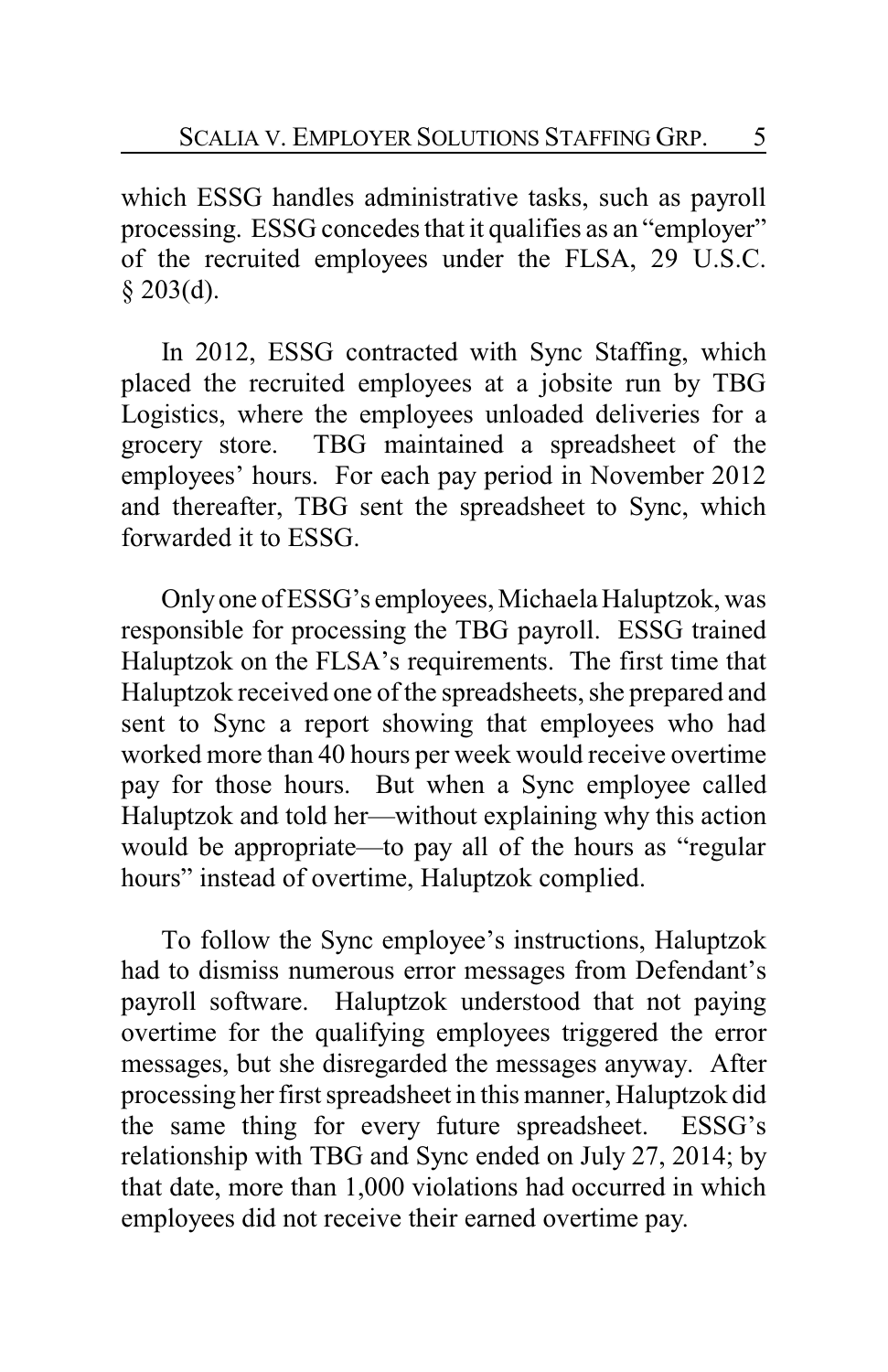which ESSG handles administrative tasks, such as payroll processing. ESSG concedes that it qualifies as an "employer" of the recruited employees under the FLSA, 29 U.S.C. § 203(d).

In 2012, ESSG contracted with Sync Staffing, which placed the recruited employees at a jobsite run by TBG Logistics, where the employees unloaded deliveries for a grocery store. TBG maintained a spreadsheet of the employees' hours. For each pay period in November 2012 and thereafter, TBG sent the spreadsheet to Sync, which forwarded it to ESSG.

Only one of ESSG's employees, Michaela Haluptzok, was responsible for processing the TBG payroll. ESSG trained Haluptzok on the FLSA's requirements. The first time that Haluptzok received one of the spreadsheets, she prepared and sent to Sync a report showing that employees who had worked more than 40 hours per week would receive overtime pay for those hours. But when a Sync employee called Haluptzok and told her—without explaining why this action would be appropriate—to pay all of the hours as "regular hours" instead of overtime, Haluptzok complied.

To follow the Sync employee's instructions, Haluptzok had to dismiss numerous error messages from Defendant's payroll software. Haluptzok understood that not paying overtime for the qualifying employees triggered the error messages, but she disregarded the messages anyway. After processing her first spreadsheet in this manner, Haluptzok did the same thing for every future spreadsheet. ESSG's relationship with TBG and Sync ended on July 27, 2014; by that date, more than 1,000 violations had occurred in which employees did not receive their earned overtime pay.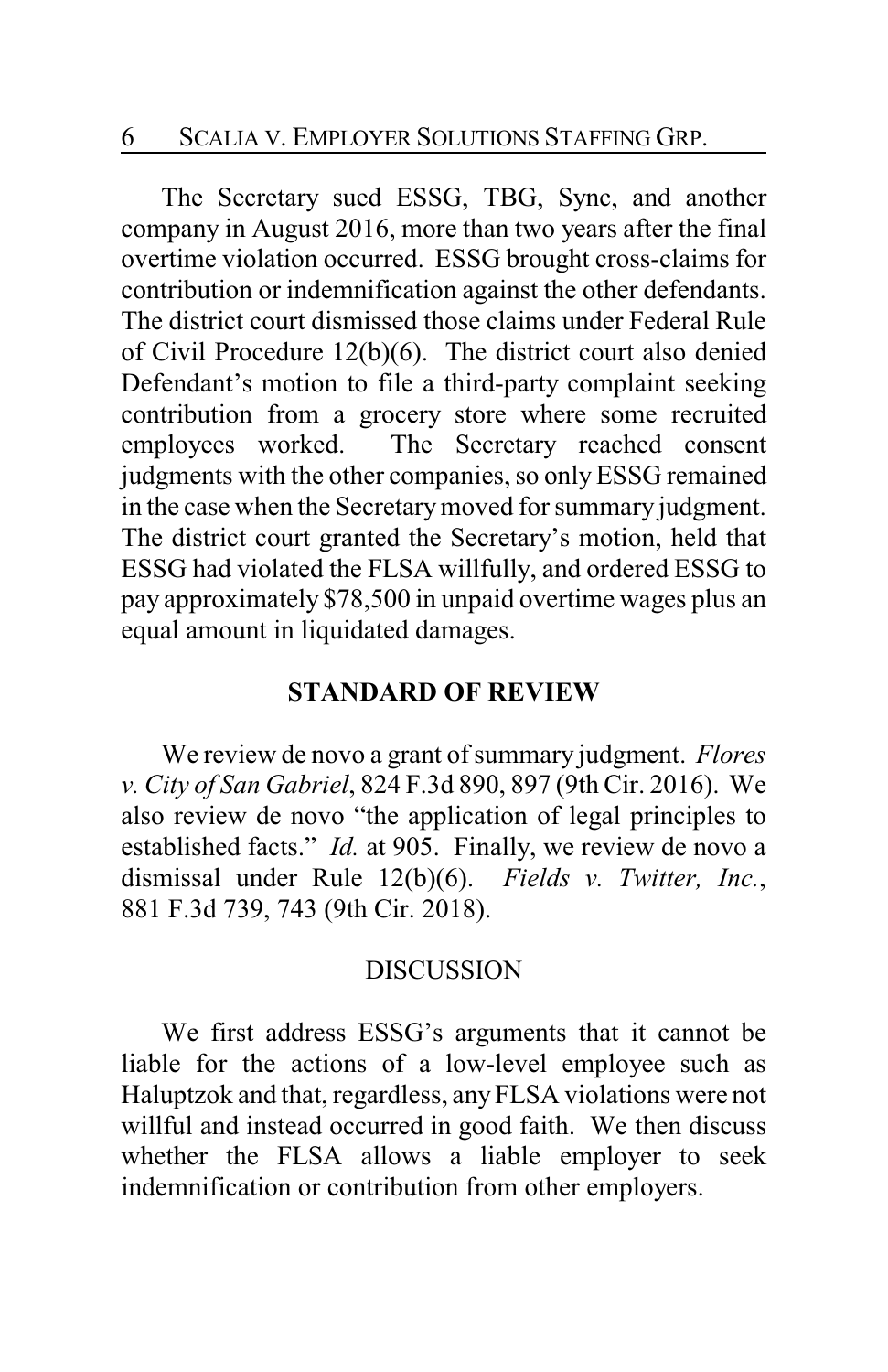The Secretary sued ESSG, TBG, Sync, and another company in August 2016, more than two years after the final overtime violation occurred. ESSG brought cross-claims for contribution or indemnification against the other defendants. The district court dismissed those claims under Federal Rule of Civil Procedure 12(b)(6). The district court also denied Defendant's motion to file a third-party complaint seeking contribution from a grocery store where some recruited employees worked. The Secretary reached consent judgments with the other companies, so only ESSG remained in the case when the Secretary moved for summary judgment. The district court granted the Secretary's motion, held that ESSG had violated the FLSA willfully, and ordered ESSG to pay approximately $78,500 in unpaid overtime wages plus an equal amount in liquidated damages.

## STANDARD OF REVIEW

We review de novo a grant of summary judgment. *Flores v. City of San Gabriel*, 824 F.3d 890, 897 (9th Cir. 2016). We also review de novo "the application of legal principles to established facts." *Id.* at 905. Finally, we review de novo a dismissal under Rule 12(b)(6). *Fields v. Twitter, Inc.*, 881 F.3d 739, 743 (9th Cir. 2018).

## DISCUSSION

We first address ESSG's arguments that it cannot be liable for the actions of a low-level employee such as Haluptzok and that, regardless, any FLSA violations were not willful and instead occurred in good faith. We then discuss whether the FLSA allows a liable employer to seek indemnification or contribution from other employers.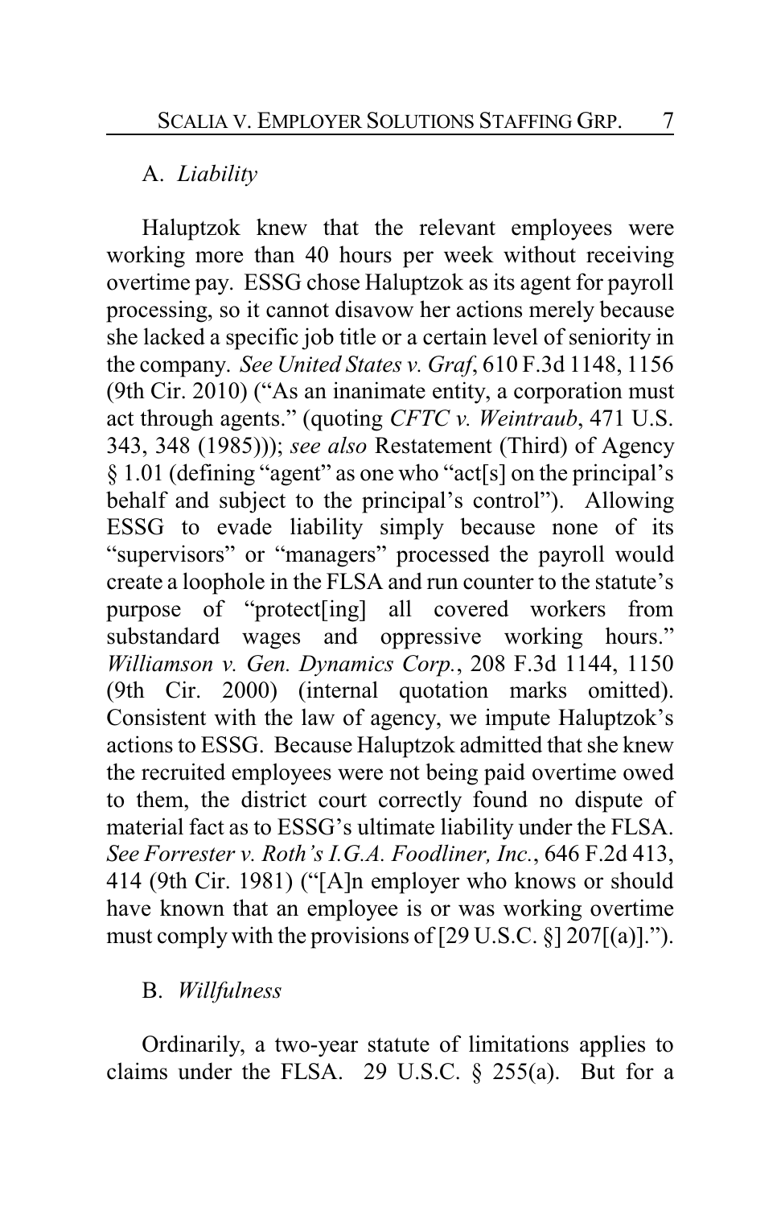## A. *Liability*

Haluptzok knew that the relevant employees were working more than 40 hours per week without receiving overtime pay. ESSG chose Haluptzok as its agent for payroll processing, so it cannot disavow her actions merely because she lacked a specific job title or a certain level of seniority in the company. *See United States v. Graf*, 610 F.3d 1148, 1156 (9th Cir. 2010) ("As an inanimate entity, a corporation must act through agents." (quoting *CFTC v. Weintraub*, 471 U.S. 343, 348 (1985))); *see also* Restatement (Third) of Agency § 1.01 (defining "agent" as one who "act[s] on the principal's behalf and subject to the principal's control"). Allowing ESSG to evade liability simply because none of its "supervisors" or "managers" processed the payroll would create a loophole in the FLSA and run counter to the statute's purpose of "protect[ing] all covered workers from substandard wages and oppressive working hours." *Williamson v. Gen. Dynamics Corp.*, 208 F.3d 1144, 1150 (9th Cir. 2000) (internal quotation marks omitted). Consistent with the law of agency, we impute Haluptzok's actions to ESSG. Because Haluptzok admitted that she knew the recruited employees were not being paid overtime owed to them, the district court correctly found no dispute of material fact as to ESSG's ultimate liability under the FLSA. *See Forrester v. Roth's I.G.A. Foodliner, Inc.*, 646 F.2d 413, 414 (9th Cir. 1981) ("[A]n employer who knows or should have known that an employee is or was working overtime must comply with the provisions of [29 U.S.C. §] 207[(a)].").

## B. *Willfulness*

Ordinarily, a two-year statute of limitations applies to claims under the FLSA. 29 U.S.C. § 255(a). But for a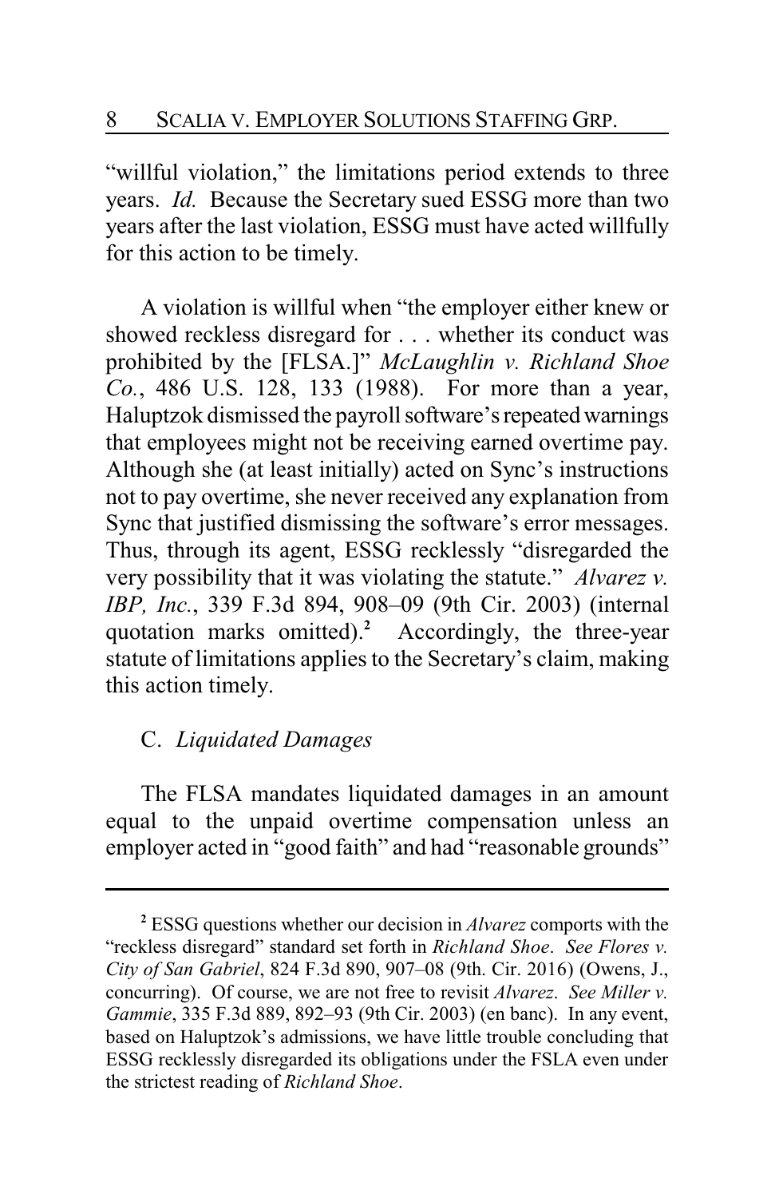"willful violation," the limitations period extends to three years. *Id.* Because the Secretary sued ESSG more than two years after the last violation, ESSG must have acted willfully for this action to be timely.

A violation is willful when "the employer either knew or showed reckless disregard for . . . whether its conduct was prohibited by the [FLSA.]" *McLaughlin v. Richland Shoe Co.*, 486 U.S. 128, 133 (1988). For more than a year, Haluptzok dismissed the payroll software's repeated warnings that employees might not be receiving earned overtime pay. Although she (at least initially) acted on Sync's instructions not to pay overtime, she never received any explanation from Sync that justified dismissing the software's error messages. Thus, through its agent, ESSG recklessly "disregarded the very possibility that it was violating the statute." *Alvarez v. IBP, Inc.*, 339 F.3d 894, 908–09 (9th Cir. 2003) (internal quotation marks omitted).[2] Accordingly, the three-year statute of limitations applies to the Secretary's claim, making this action timely.

## C. *Liquidated Damages*

The FLSA mandates liquidated damages in an amount equal to the unpaid overtime compensation unless an employer acted in "good faith" and had "reasonable grounds"

---

[2] ESSG questions whether our decision in *Alvarez* comports with the "reckless disregard" standard set forth in *Richland Shoe*. *See Flores v. City of San Gabriel*, 824 F.3d 890, 907–08 (9th. Cir. 2016) (Owens, J., concurring). Of course, we are not free to revisit *Alvarez*. *See Miller v. Gammie*, 335 F.3d 889, 892–93 (9th Cir. 2003) (en banc). In any event, based on Haluptzok's admissions, we have little trouble concluding that ESSG recklessly disregarded its obligations under the FSLA even under the strictest reading of *Richland Shoe*.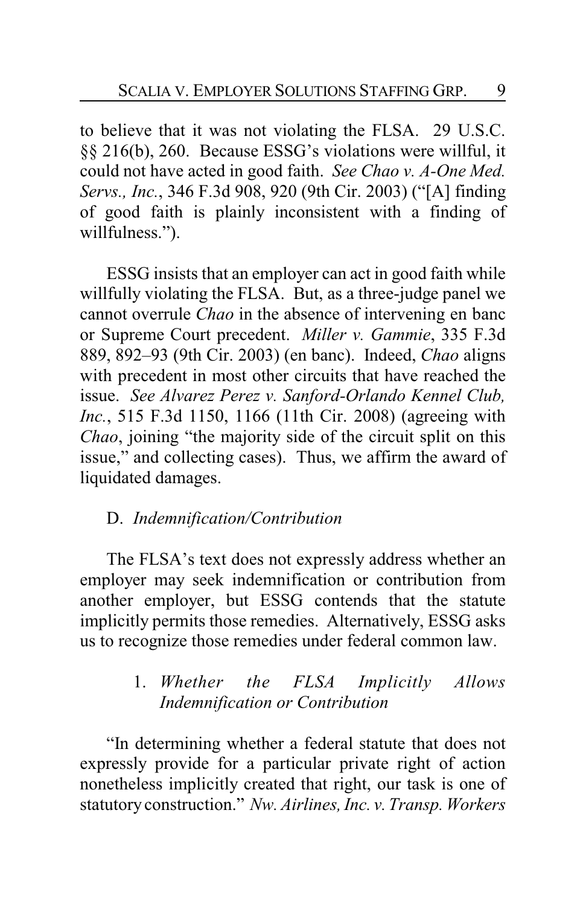to believe that it was not violating the FLSA. 29 U.S.C. §§ 216(b), 260. Because ESSG's violations were willful, it could not have acted in good faith. *See Chao v. A-One Med. Servs., Inc.*, 346 F.3d 908, 920 (9th Cir. 2003) ("[A] finding of good faith is plainly inconsistent with a finding of willfulness.").

ESSG insists that an employer can act in good faith while willfully violating the FLSA. But, as a three-judge panel we cannot overrule *Chao* in the absence of intervening en banc or Supreme Court precedent. *Miller v. Gammie*, 335 F.3d 889, 892–93 (9th Cir. 2003) (en banc). Indeed, *Chao* aligns with precedent in most other circuits that have reached the issue. *See Alvarez Perez v. Sanford-Orlando Kennel Club, Inc.*, 515 F.3d 1150, 1166 (11th Cir. 2008) (agreeing with *Chao*, joining "the majority side of the circuit split on this issue," and collecting cases). Thus, we affirm the award of liquidated damages.

### D. *Indemnification/Contribution*

The FLSA's text does not expressly address whether an employer may seek indemnification or contribution from another employer, but ESSG contends that the statute implicitly permits those remedies. Alternatively, ESSG asks us to recognize those remedies under federal common law.

#### 1. *Whether the FLSA Implicitly Allows Indemnification or Contribution*

"In determining whether a federal statute that does not expressly provide for a particular private right of action nonetheless implicitly created that right, our task is one of statutory construction." *Nw. Airlines, Inc. v. Transp. Workers*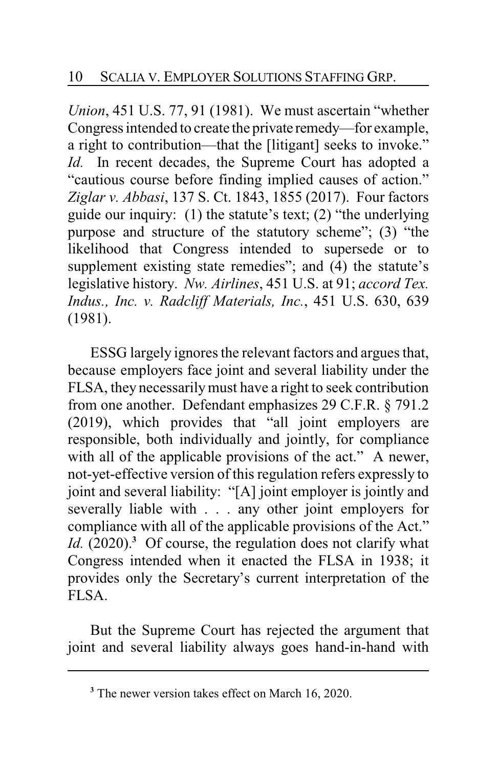*Union*, 451 U.S. 77, 91 (1981). We must ascertain "whether Congress intended to create the private remedy—for example, a right to contribution—that the [litigant] seeks to invoke." *Id.* In recent decades, the Supreme Court has adopted a "cautious course before finding implied causes of action." *Ziglar v. Abbasi*, 137 S. Ct. 1843, 1855 (2017). Four factors guide our inquiry: (1) the statute's text; (2) "the underlying purpose and structure of the statutory scheme"; (3) "the likelihood that Congress intended to supersede or to supplement existing state remedies"; and (4) the statute's legislative history. *Nw. Airlines*, 451 U.S. at 91; *accord Tex. Indus., Inc. v. Radcliff Materials, Inc.*, 451 U.S. 630, 639 (1981).

ESSG largely ignores the relevant factors and argues that, because employers face joint and several liability under the FLSA, they necessarily must have a right to seek contribution from one another. Defendant emphasizes 29 C.F.R. § 791.2 (2019), which provides that "all joint employers are responsible, both individually and jointly, for compliance with all of the applicable provisions of the act." A newer, not-yet-effective version of this regulation refers expressly to joint and several liability: "[A] joint employer is jointly and severally liable with . . . any other joint employers for compliance with all of the applicable provisions of the Act." *Id.* (2020).[3] Of course, the regulation does not clarify what Congress intended when it enacted the FLSA in 1938; it provides only the Secretary's current interpretation of the FLSA.

But the Supreme Court has rejected the argument that joint and several liability always goes hand-in-hand with

[3] The newer version takes effect on March 16, 2020.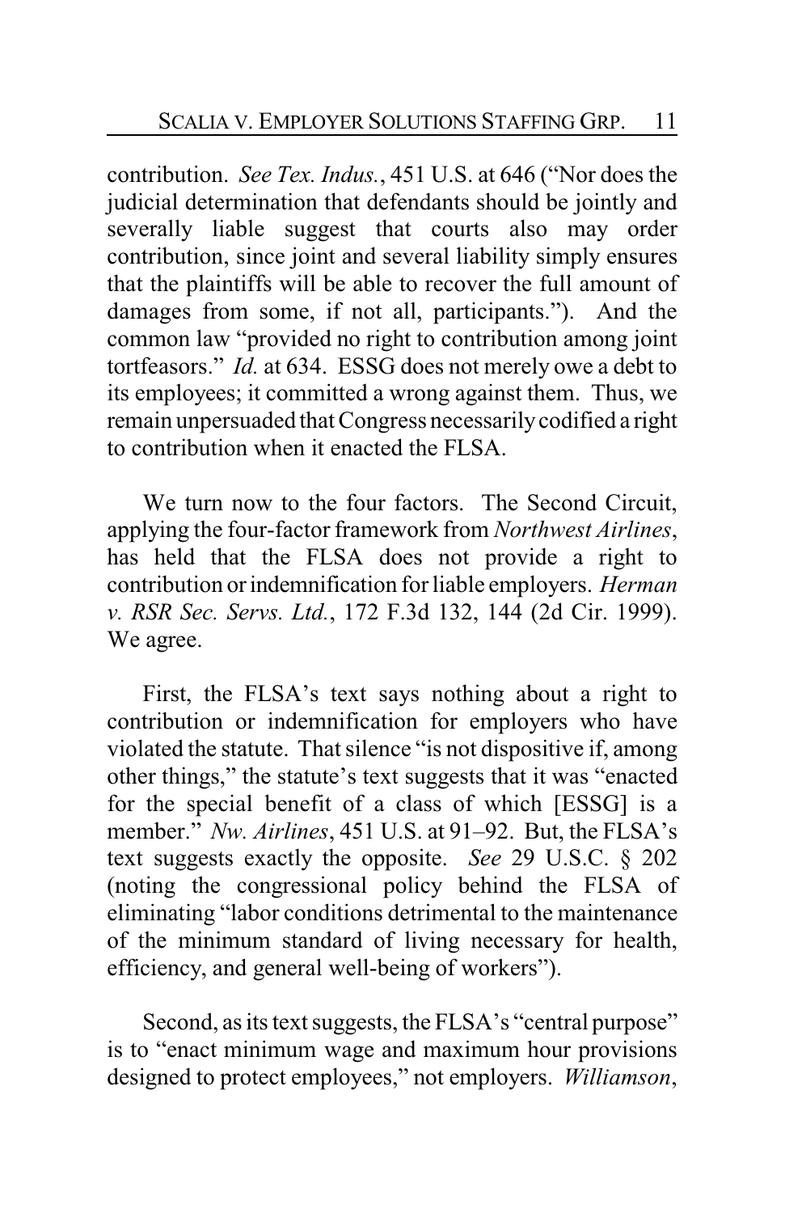contribution. *See Tex. Indus.*, 451 U.S. at 646 ("Nor does the judicial determination that defendants should be jointly and severally liable suggest that courts also may order contribution, since joint and several liability simply ensures that the plaintiffs will be able to recover the full amount of damages from some, if not all, participants."). And the common law "provided no right to contribution among joint tortfeasors." *Id.* at 634. ESSG does not merely owe a debt to its employees; it committed a wrong against them. Thus, we remain unpersuaded that Congress necessarily codified a right to contribution when it enacted the FLSA.

We turn now to the four factors. The Second Circuit, applying the four-factor framework from *Northwest Airlines*, has held that the FLSA does not provide a right to contribution or indemnification for liable employers. *Herman v. RSR Sec. Servs. Ltd.*, 172 F.3d 132, 144 (2d Cir. 1999). We agree.

First, the FLSA's text says nothing about a right to contribution or indemnification for employers who have violated the statute. That silence "is not dispositive if, among other things," the statute's text suggests that it was "enacted for the special benefit of a class of which [ESSG] is a member." *Nw. Airlines*, 451 U.S. at 91–92. But, the FLSA's text suggests exactly the opposite. *See* 29 U.S.C. § 202 (noting the congressional policy behind the FLSA of eliminating "labor conditions detrimental to the maintenance of the minimum standard of living necessary for health, efficiency, and general well-being of workers").

Second, as its text suggests, the FLSA's "central purpose" is to "enact minimum wage and maximum hour provisions designed to protect employees," not employers. *Williamson*,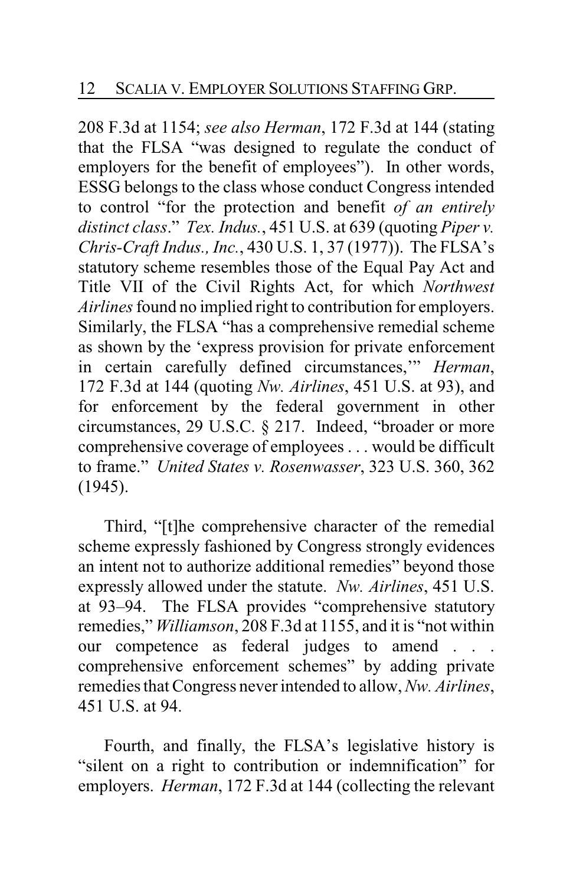208 F.3d at 1154; *see also Herman*, 172 F.3d at 144 (stating that the FLSA "was designed to regulate the conduct of employers for the benefit of employees"). In other words, ESSG belongs to the class whose conduct Congress intended to control "for the protection and benefit *of an entirely distinct class*." *Tex. Indus.*, 451 U.S. at 639 (quoting *Piper v. Chris-Craft Indus., Inc.*, 430 U.S. 1, 37 (1977)). The FLSA's statutory scheme resembles those of the Equal Pay Act and Title VII of the Civil Rights Act, for which *Northwest Airlines* found no implied right to contribution for employers. Similarly, the FLSA "has a comprehensive remedial scheme as shown by the 'express provision for private enforcement in certain carefully defined circumstances,'" *Herman*, 172 F.3d at 144 (quoting *Nw. Airlines*, 451 U.S. at 93), and for enforcement by the federal government in other circumstances, 29 U.S.C. § 217. Indeed, "broader or more comprehensive coverage of employees . . . would be difficult to frame." *United States v. Rosenwasser*, 323 U.S. 360, 362 (1945).

Third, "[t]he comprehensive character of the remedial scheme expressly fashioned by Congress strongly evidences an intent not to authorize additional remedies" beyond those expressly allowed under the statute. *Nw. Airlines*, 451 U.S. at 93–94. The FLSA provides "comprehensive statutory remedies," *Williamson*, 208 F.3d at 1155, and it is "not within our competence as federal judges to amend . . . comprehensive enforcement schemes" by adding private remedies that Congress never intended to allow, *Nw. Airlines*, 451 U.S. at 94.

Fourth, and finally, the FLSA's legislative history is "silent on a right to contribution or indemnification" for employers. *Herman*, 172 F.3d at 144 (collecting the relevant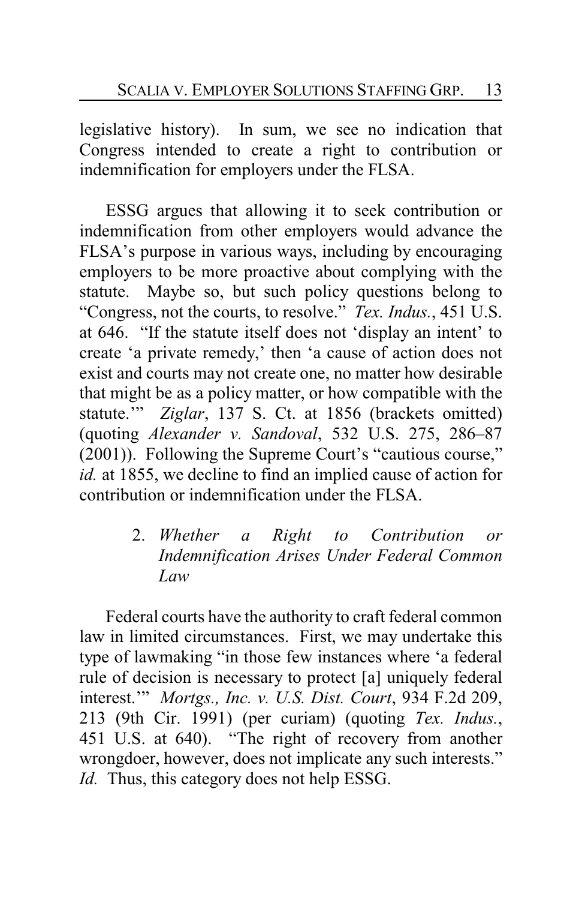legislative history). In sum, we see no indication that Congress intended to create a right to contribution or indemnification for employers under the FLSA.

ESSG argues that allowing it to seek contribution or indemnification from other employers would advance the FLSA's purpose in various ways, including by encouraging employers to be more proactive about complying with the statute. Maybe so, but such policy questions belong to "Congress, not the courts, to resolve." *Tex. Indus.*, 451 U.S. at 646. "If the statute itself does not 'display an intent' to create 'a private remedy,' then 'a cause of action does not exist and courts may not create one, no matter how desirable that might be as a policy matter, or how compatible with the statute.'" *Ziglar*, 137 S. Ct. at 1856 (brackets omitted) (quoting *Alexander v. Sandoval*, 532 U.S. 275, 286–87 (2001)). Following the Supreme Court's "cautious course," *id.* at 1855, we decline to find an implied cause of action for contribution or indemnification under the FLSA.

### 2. *Whether a Right to Contribution or Indemnification Arises Under Federal Common Law*

Federal courts have the authority to craft federal common law in limited circumstances. First, we may undertake this type of lawmaking "in those few instances where 'a federal rule of decision is necessary to protect [a] uniquely federal interest.'" *Mortgs., Inc. v. U.S. Dist. Court*, 934 F.2d 209, 213 (9th Cir. 1991) (per curiam) (quoting *Tex. Indus.*, 451 U.S. at 640). "The right of recovery from another wrongdoer, however, does not implicate any such interests." *Id.* Thus, this category does not help ESSG.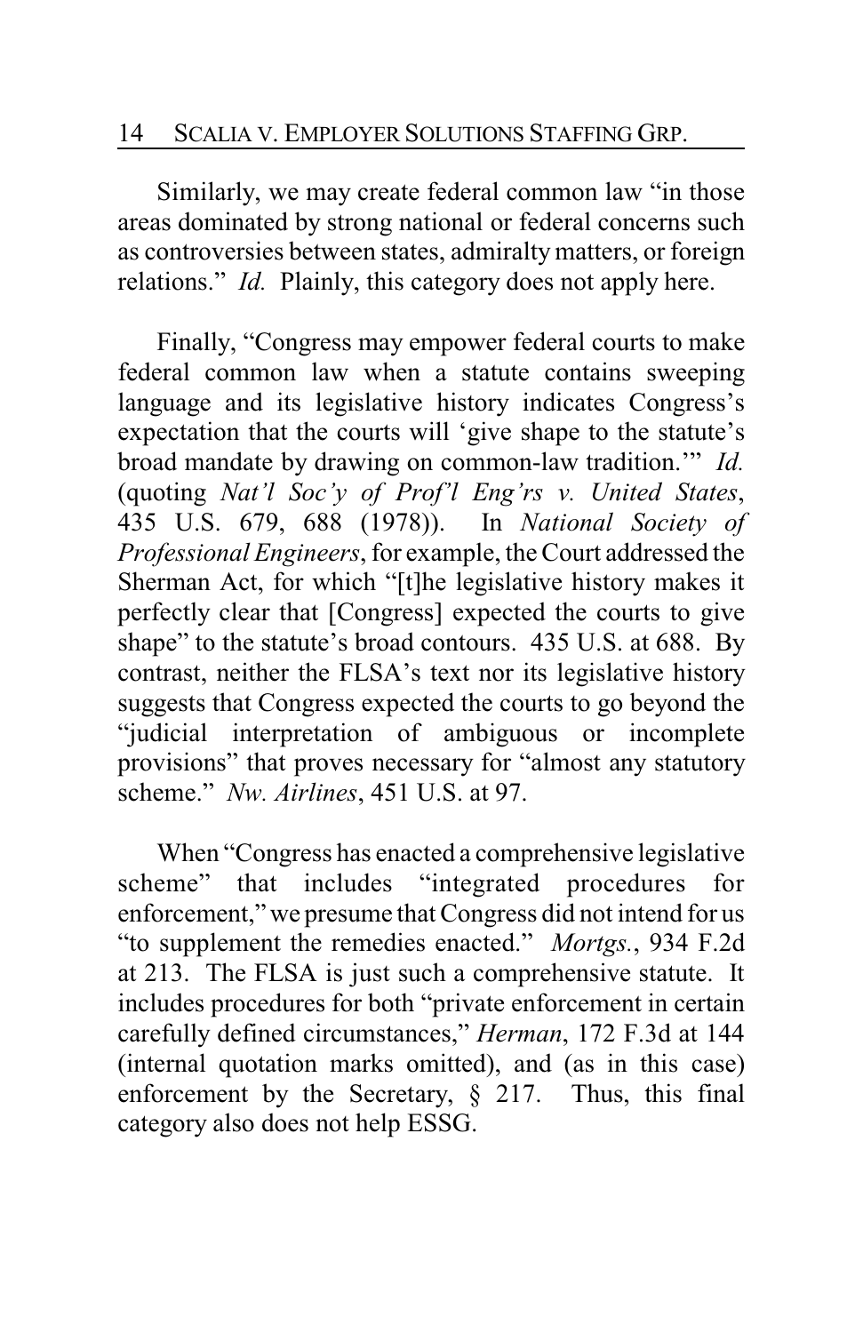Similarly, we may create federal common law "in those areas dominated by strong national or federal concerns such as controversies between states, admiralty matters, or foreign relations." *Id.* Plainly, this category does not apply here.

Finally, "Congress may empower federal courts to make federal common law when a statute contains sweeping language and its legislative history indicates Congress's expectation that the courts will 'give shape to the statute's broad mandate by drawing on common-law tradition.'" *Id.* (quoting *Nat'l Soc'y of Prof'l Eng'rs v. United States*, 435 U.S. 679, 688 (1978)). In *National Society of Professional Engineers*, for example, the Court addressed the Sherman Act, for which "[t]he legislative history makes it perfectly clear that [Congress] expected the courts to give shape" to the statute's broad contours. 435 U.S. at 688. By contrast, neither the FLSA's text nor its legislative history suggests that Congress expected the courts to go beyond the "judicial interpretation of ambiguous or incomplete provisions" that proves necessary for "almost any statutory scheme." *Nw. Airlines*, 451 U.S. at 97.

When "Congress has enacted a comprehensive legislative scheme" that includes "integrated procedures for enforcement," we presume that Congress did not intend for us "to supplement the remedies enacted." *Mortgs.*, 934 F.2d at 213. The FLSA is just such a comprehensive statute. It includes procedures for both "private enforcement in certain carefully defined circumstances," *Herman*, 172 F.3d at 144 (internal quotation marks omitted), and (as in this case) enforcement by the Secretary, § 217. Thus, this final category also does not help ESSG.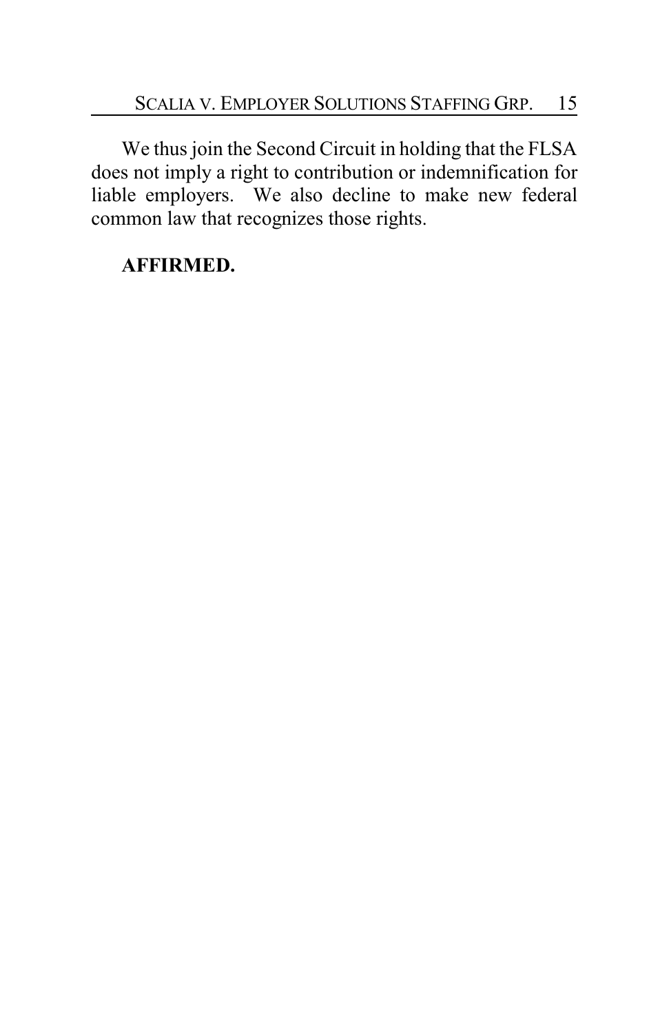We thus join the Second Circuit in holding that the FLSA does not imply a right to contribution or indemnification for liable employers. We also decline to make new federal common law that recognizes those rights.

**AFFIRMED.**